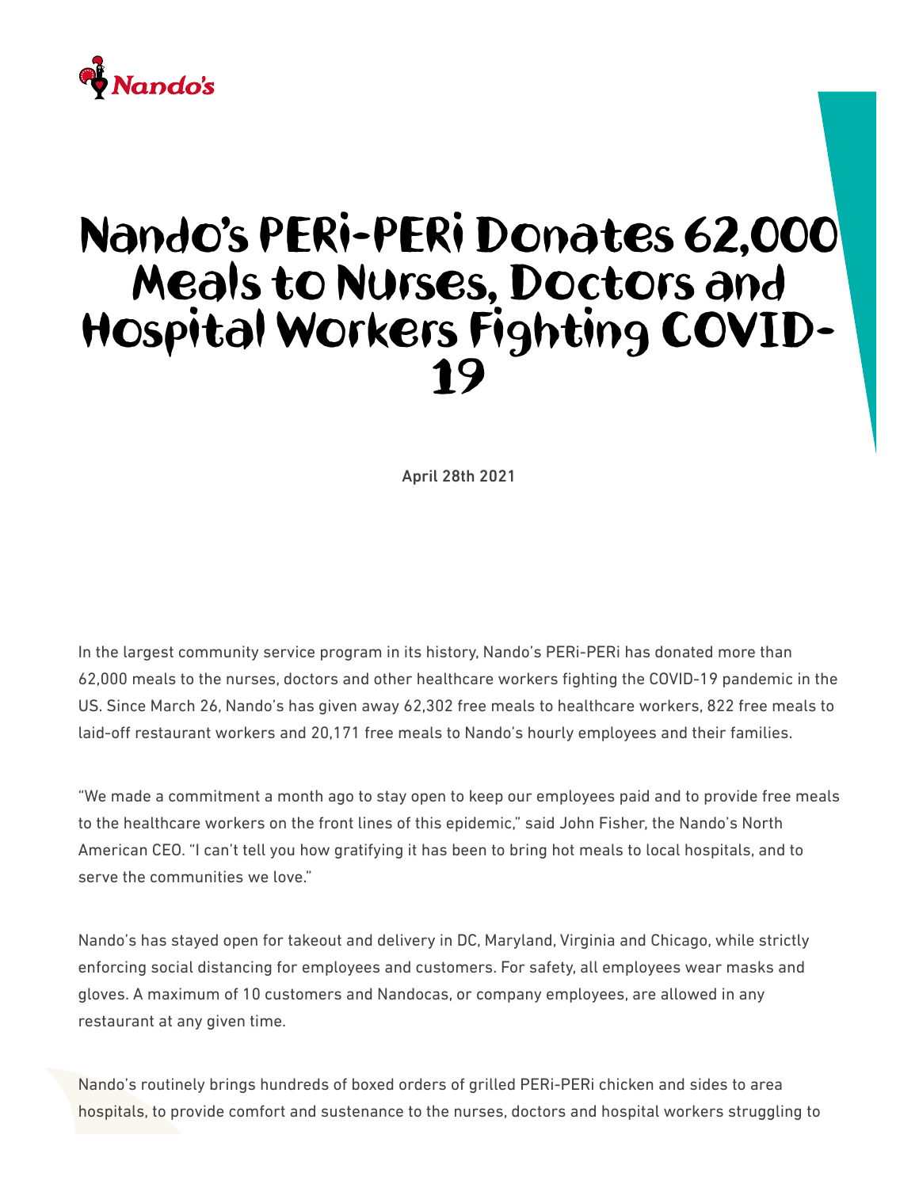# Nando's PERi-PERi Donates 62,000 Meals to Nurses, Doctors and Hospital Workers Fighting COVID-19

April 28th 2021

In the largest community service program in its history, Nando's PERi-PERi has donated more than 62,000 meals to the nurses, doctors and other healthcare workers fighting the COVID-19 pandemic in the US. Since March 26, Nando's has given away 62,302 free meals to healthcare workers, 822 free meals to laid-off restaurant workers and 20,171 free meals to Nando's hourly employees and their families.

"We made a commitment a month ago to stay open to keep our employees paid and to provide free meals to the healthcare workers on the front lines of this epidemic," said John Fisher, the Nando's North American CEO. "I can't tell you how gratifying it has been to bring hot meals to local hospitals, and to serve the communities we love."

Nando's has stayed open for takeout and delivery in DC, Maryland, Virginia and Chicago, while strictly enforcing social distancing for employees and customers. For safety, all employees wear masks and gloves. A maximum of 10 customers and Nandocas, or company employees, are allowed in any restaurant at any given time.

Nando's routinely brings hundreds of boxed orders of grilled PERi-PERi chicken and sides to area hospitals, to provide comfort and sustenance to the nurses, doctors and hospital workers struggling to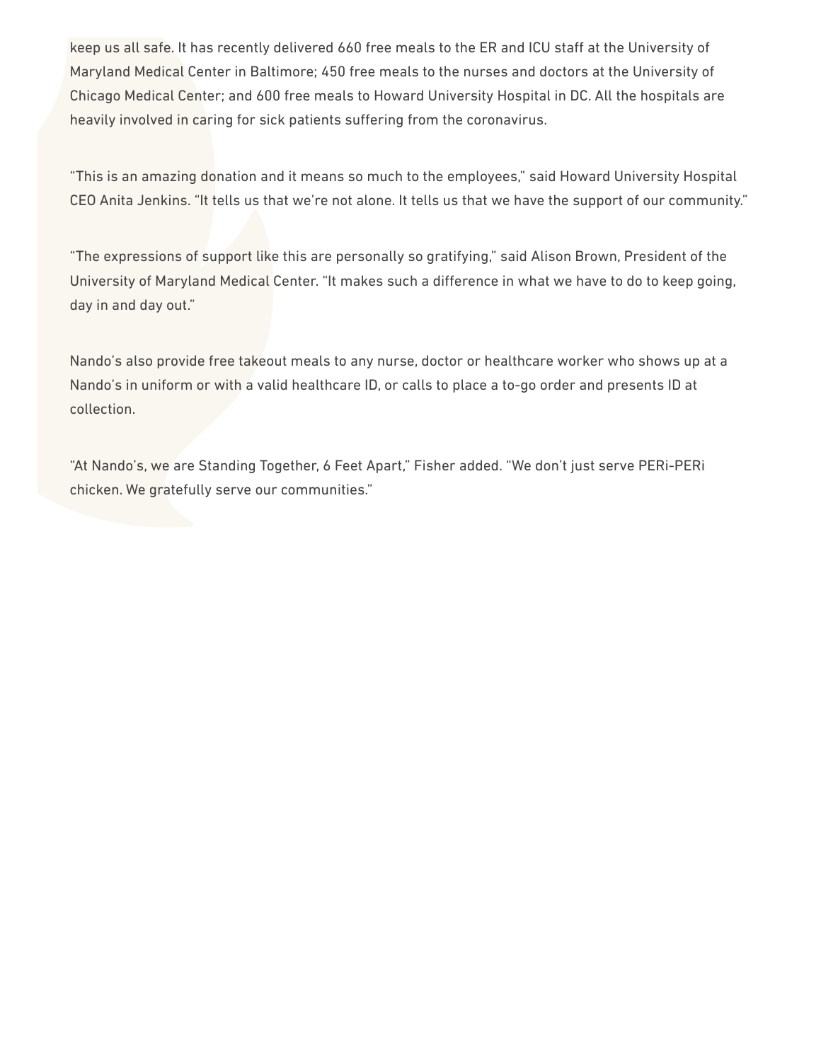keep us all safe. It has recently delivered 660 free meals to the ER and ICU staff at the University of Maryland Medical Center in Baltimore; 450 free meals to the nurses and doctors at the University of Chicago Medical Center; and 600 free meals to Howard University Hospital in DC. All the hospitals are heavily involved in caring for sick patients suffering from the coronavirus.

“This is an amazing donation and it means so much to the employees,” said Howard University Hospital CEO Anita Jenkins. “It tells us that we’re not alone. It tells us that we have the support of our community.”

“The expressions of support like this are personally so gratifying,” said Alison Brown, President of the University of Maryland Medical Center. “It makes such a difference in what we have to do to keep going, day in and day out.”

Nando’s also provide free takeout meals to any nurse, doctor or healthcare worker who shows up at a Nando’s in uniform or with a valid healthcare ID, or calls to place a to-go order and presents ID at collection.

“At Nando’s, we are Standing Together, 6 Feet Apart,” Fisher added. “We don’t just serve PERi-PERi chicken. We gratefully serve our communities.”